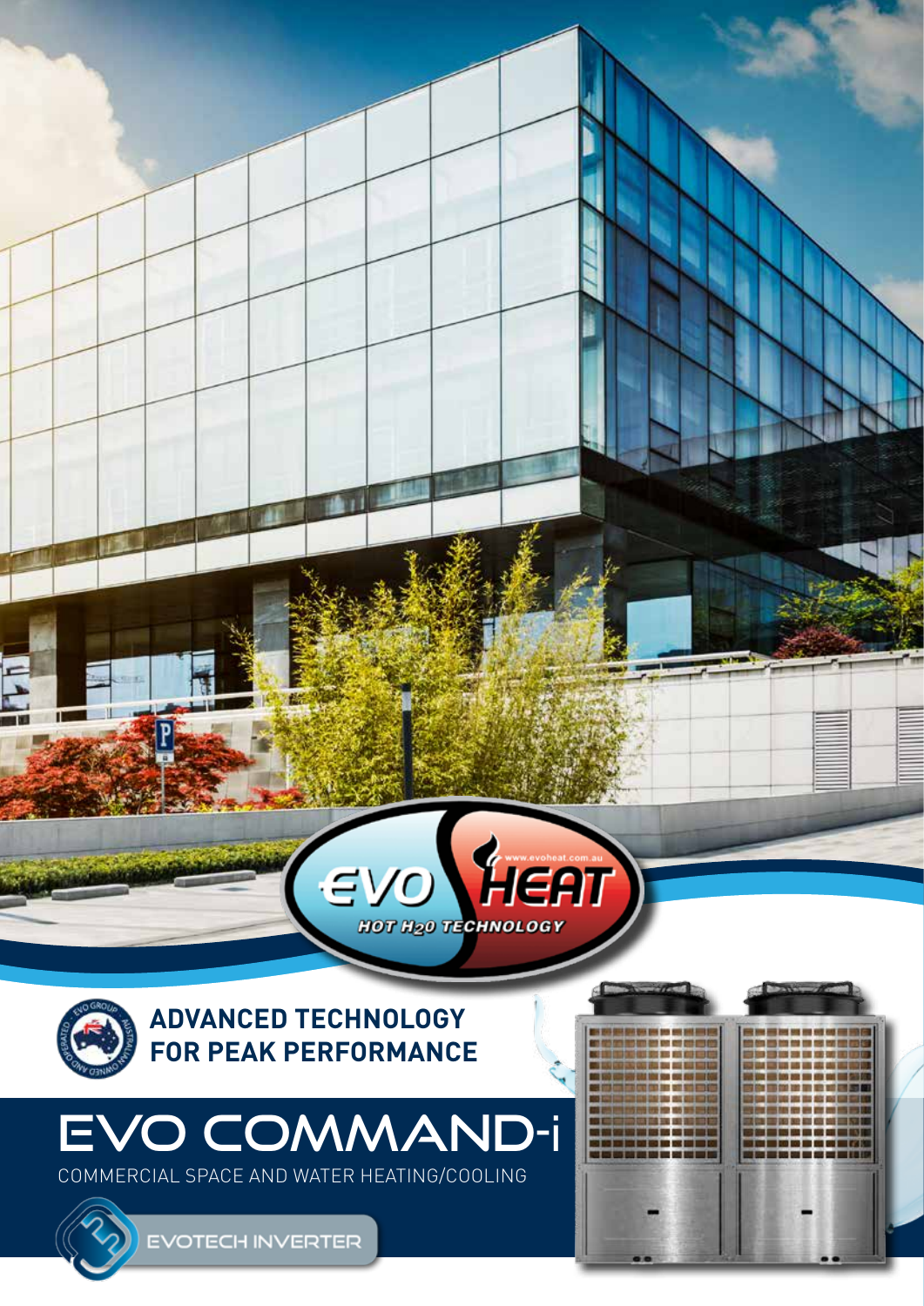EVO HEAT

www.evoheat.com.au

HOT $H_2O$ TECHNOLOGY

EVO GROUP AUSTRALIAN OWNED AND OPERATED

## ADVANCED TECHNOLOGY FOR PEAK PERFORMANCE

# EVO COMMAND-i

COMMERCIAL SPACE AND WATER HEATING/COOLING

EVOTECH INVERTER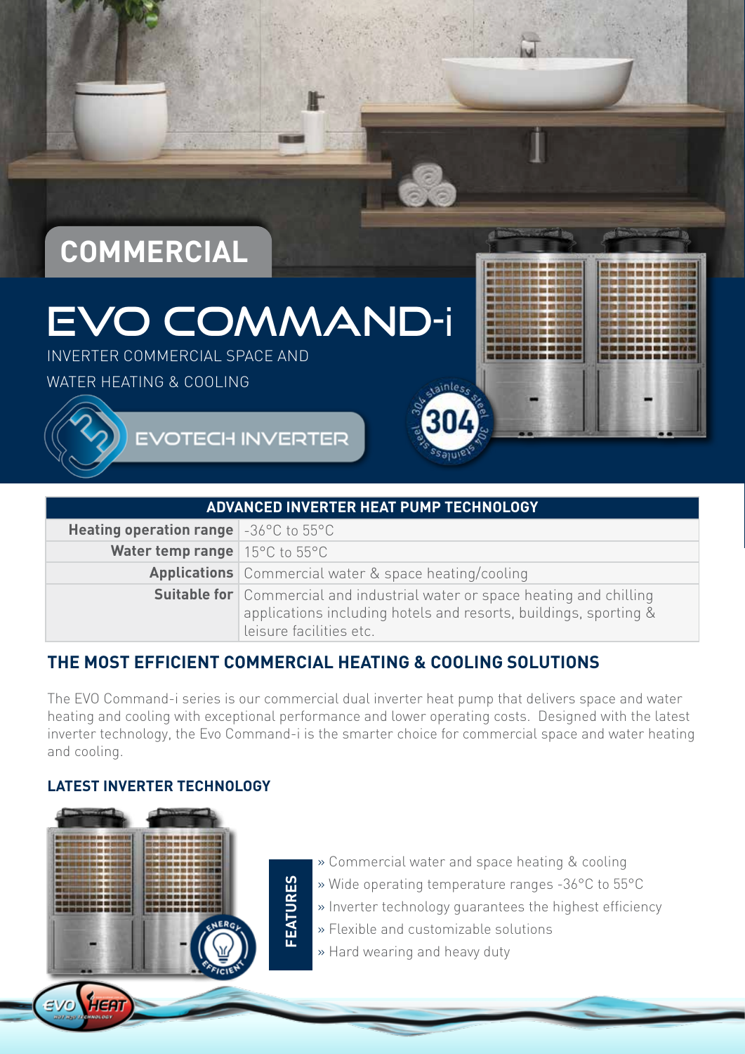COMMERCIAL

# EVO COMMAND-i

INVERTER COMMERCIAL SPACE AND

WATER HEATING & COOLING

EVOTECH INVERTER

| ADVANCED INVERTER HEAT PUMP TECHNOLOGY | |
|---|---|
| **Heating operation range** | -36°C to 55°C |
| **Water temp range** | 15°C to 55°C |
| **Applications** | Commercial water & space heating/cooling |
| **Suitable for** | Commercial and industrial water or space heating and chilling applications including hotels and resorts, buildings, sporting & leisure facilities etc. |

## THE MOST EFFICIENT COMMERCIAL HEATING & COOLING SOLUTIONS

The EVO Command-i series is our commercial dual inverter heat pump that delivers space and water heating and cooling with exceptional performance and lower operating costs. Designed with the latest inverter technology, the Evo Command-i is the smarter choice for commercial space and water heating and cooling.

### LATEST INVERTER TECHNOLOGY

**FEATURES**

- » Commercial water and space heating & cooling
- » Wide operating temperature ranges -36°C to 55°C
- » Inverter technology guarantees the highest efficiency
- » Flexible and customizable solutions
- » Hard wearing and heavy duty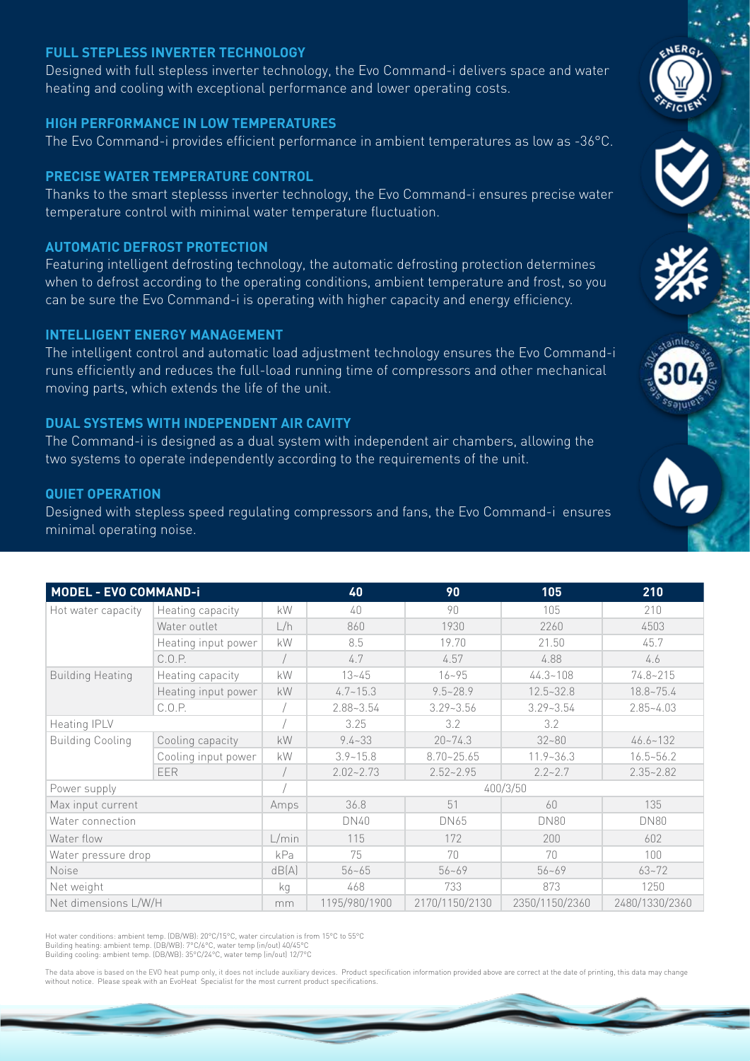### FULL STEPLESS INVERTER TECHNOLOGY

Designed with full stepless inverter technology, the Evo Command-i delivers space and water heating and cooling with exceptional performance and lower operating costs.

### HIGH PERFORMANCE IN LOW TEMPERATURES

The Evo Command-i provides efficient performance in ambient temperatures as low as -36°C.

### PRECISE WATER TEMPERATURE CONTROL

Thanks to the smart steplesss inverter technology, the Evo Command-i ensures precise water temperature control with minimal water temperature fluctuation.

### AUTOMATIC DEFROST PROTECTION

Featuring intelligent defrosting technology, the automatic defrosting protection determines when to defrost according to the operating conditions, ambient temperature and frost, so you can be sure the Evo Command-i is operating with higher capacity and energy efficiency.

### INTELLIGENT ENERGY MANAGEMENT

The intelligent control and automatic load adjustment technology ensures the Evo Command-i runs efficiently and reduces the full-load running time of compressors and other mechanical moving parts, which extends the life of the unit.

### DUAL SYSTEMS WITH INDEPENDENT AIR CAVITY

The Command-i is designed as a dual system with independent air chambers, allowing the two systems to operate independently according to the requirements of the unit.

### QUIET OPERATION

Designed with stepless speed regulating compressors and fans, the Evo Command-i ensures minimal operating noise.

| MODEL - EVO COMMAND-i | | | 40 | 90 | 105 | 210 |
|---|---|---|---|---|---|---|
| Hot water capacity | Heating capacity | kW | 40 | 90 | 105 | 210 |
| | Water outlet | L/h | 860 | 1930 | 2260 | 4503 |
| | Heating input power | kW | 8.5 | 19.70 | 21.50 | 45.7 |
| | C.O.P. | / | 4.7 | 4.57 | 4.88 | 4.6 |
| Building Heating | Heating capacity | kW | 13~45 | 16~95 | 44.3~108 | 74.8~215 |
| | Heating input power | kW | 4.7~15.3 | 9.5~28.9 | 12.5~32.8 | 18.8~75.4 |
| | C.O.P. | / | 2.88~3.54 | 3.29~3.56 | 3.29~3.54 | 2.85~4.03 |
| Heating IPLV | | / | 3.25 | 3.2 | 3.2 | |
| Building Cooling | Cooling capacity | kW | 9.4~33 | 20~74.3 | 32~80 | 46.6~132 |
| | Cooling input power | kW | 3.9~15.8 | 8.70~25.65 | 11.9~36.3 | 16.5~56.2 |
| | EER | / | 2.02~2.73 | 2.52~2.95 | 2.2~2.7 | 2.35~2.82 |
| Power supply | | / | 400/3/50 | | | |
| Max input current | | Amps | 36.8 | 51 | 60 | 135 |
| Water connection | | | DN40 | DN65 | DN80 | DN80 |
| Water flow | | L/min | 115 | 172 | 200 | 602 |
| Water pressure drop | | kPa | 75 | 70 | 70 | 100 |
| Noise | | dB(A) | 56~65 | 56~69 | 56~69 | 63~72 |
| Net weight | | kg | 468 | 733 | 873 | 1250 |
| Net dimensions L/W/H | | mm | 1195/980/1900 | 2170/1150/2130 | 2350/1150/2360 | 2480/1330/2360 |

Hot water conditions: ambient temp. (DB/WB): 20°C/15°C, water circulation is from 15°C to 55°C
Building heating: ambient temp. (DB/WB): 7°C/6°C, water temp (in/out) 40/45°C
Building cooling: ambient temp. (DB/WB): 35°C/24°C, water temp (in/out) 12/7°C

The data above is based on the EVO heat pump only, it does not include auxiliary devices. Product specification information provided above are correct at the date of printing, this data may change without notice. Please speak with an EvoHeat Specialist for the most current product specifications.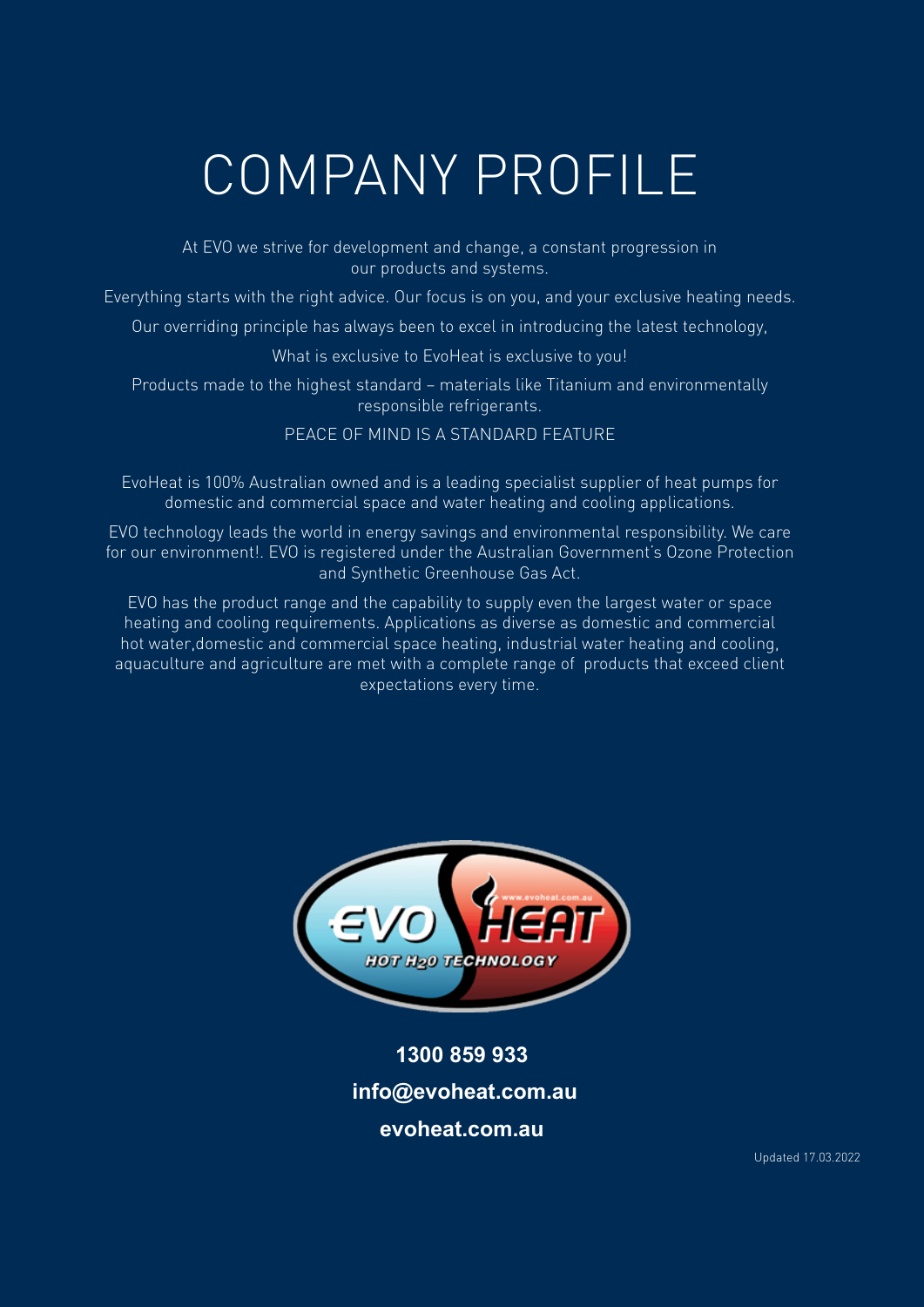# COMPANY PROFILE

At EVO we strive for development and change, a constant progression in our products and systems.

Everything starts with the right advice. Our focus is on you, and your exclusive heating needs.

Our overriding principle has always been to excel in introducing the latest technology,

What is exclusive to EvoHeat is exclusive to you!

Products made to the highest standard – materials like Titanium and environmentally responsible refrigerants.

PEACE OF MIND IS A STANDARD FEATURE

EvoHeat is 100% Australian owned and is a leading specialist supplier of heat pumps for domestic and commercial space and water heating and cooling applications.

EVO technology leads the world in energy savings and environmental responsibility. We care for our environment!. EVO is registered under the Australian Government's Ozone Protection and Synthetic Greenhouse Gas Act.

EVO has the product range and the capability to supply even the largest water or space heating and cooling requirements. Applications as diverse as domestic and commercial hot water,domestic and commercial space heating, industrial water heating and cooling, aquaculture and agriculture are met with a complete range of products that exceed client expectations every time.

EVO HEAT

www.evoheat.com.au

HOT $H_2O$ TECHNOLOGY

**1300 859 933**

**info@evoheat.com.au**

**evoheat.com.au**

Updated 17.03.2022